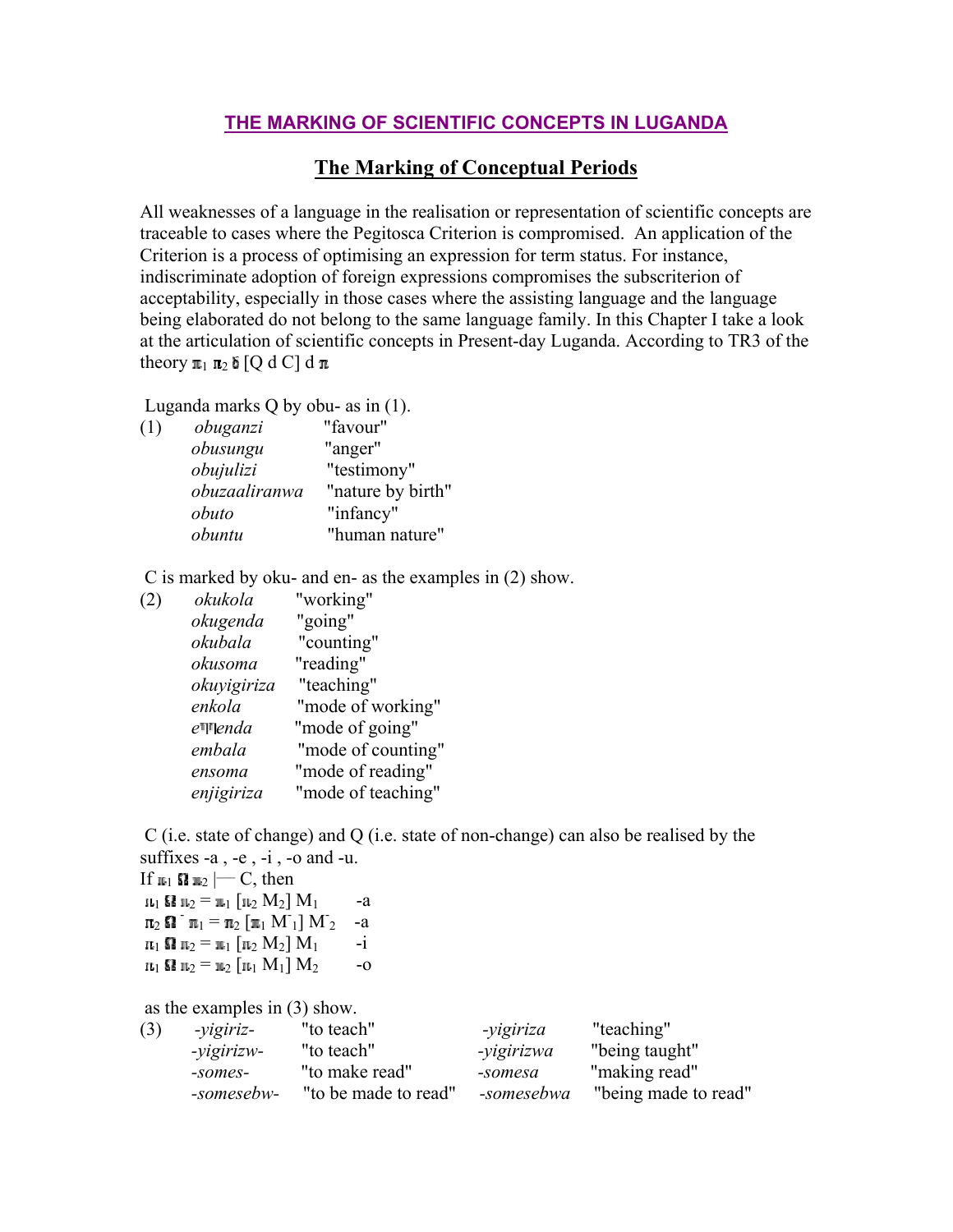# THE MARKING OF SCIENTIFIC CONCEPTS IN LUGANDA

## The Marking of Conceptual Periods

All weaknesses of a language in the realisation or representation of scientific concepts are traceable to cases where the Pegitosca Criterion is compromised. An application of the Criterion is a process of optimising an expression for term status. For instance, indiscriminate adoption of foreign expressions compromises the subscriterion of acceptability, especially in those cases where the assisting language and the language being elaborated do not belong to the same language family. In this Chapter I take a look at the articulation of scientific concepts in Present-day Luganda. According to TR3 of the theory $\pi_1\ \pi_2\ \delta\ [Q\ d\ C]\ d\ \pi$

Luganda marks Q by obu- as in (1).

(1)

| | |
|---|---|
| *obuganzi* | "favour" |
| *obusungu* | "anger" |
| *obujulizi* | "testimony" |
| *obuzaaliranwa* | "nature by birth" |
| *obuto* | "infancy" |
| *obuntu* | "human nature" |

C is marked by oku- and en- as the examples in (2) show.

(2)

| | |
|---|---|
| *okukola* | "working" |
| *okugenda* | "going" |
| *okubala* | "counting" |
| *okusoma* | "reading" |
| *okuyigiriza* | "teaching" |
| *enkola* | "mode of working" |
| *e╥╔enda* | "mode of going" |
| *embala* | "mode of counting" |
| *ensoma* | "mode of reading" |
| *enjigiriza* | "mode of teaching" |

C (i.e. state of change) and Q (i.e. state of non-change) can also be realised by the suffixes -a , -e , -i , -o and -u.

If $\pi_1\ \Omega\ \pi_2$ |— C, then

$\pi_1\ \Omega\ \pi_2 = \pi_1\ [\pi_2\ M_2]\ M_1$ -a

$\pi_2\ \Omega^-\ \pi_1 = \pi_2\ [\pi_1\ M^-_1]\ M^-_2$ -a

$\pi_1\ \Omega\ \pi_2 = \pi_1\ [\pi_2\ M_2]\ M_1$ -i

$\pi_1\ \Omega\ \pi_2 = \pi_2\ [\pi_1\ M_1]\ M_2$ -o

as the examples in (3) show.

(3)

| | | | |
|---|---|---|---|
| *-yigiriz-* | "to teach" | *-yigiriza* | "teaching" |
| *-yigirizw-* | "to teach" | *-yigirizwa* | "being taught" |
| *-somes-* | "to make read" | *-somesa* | "making read" |
| *-somesebw-* | "to be made to read" | *-somesebwa* | "being made to read" |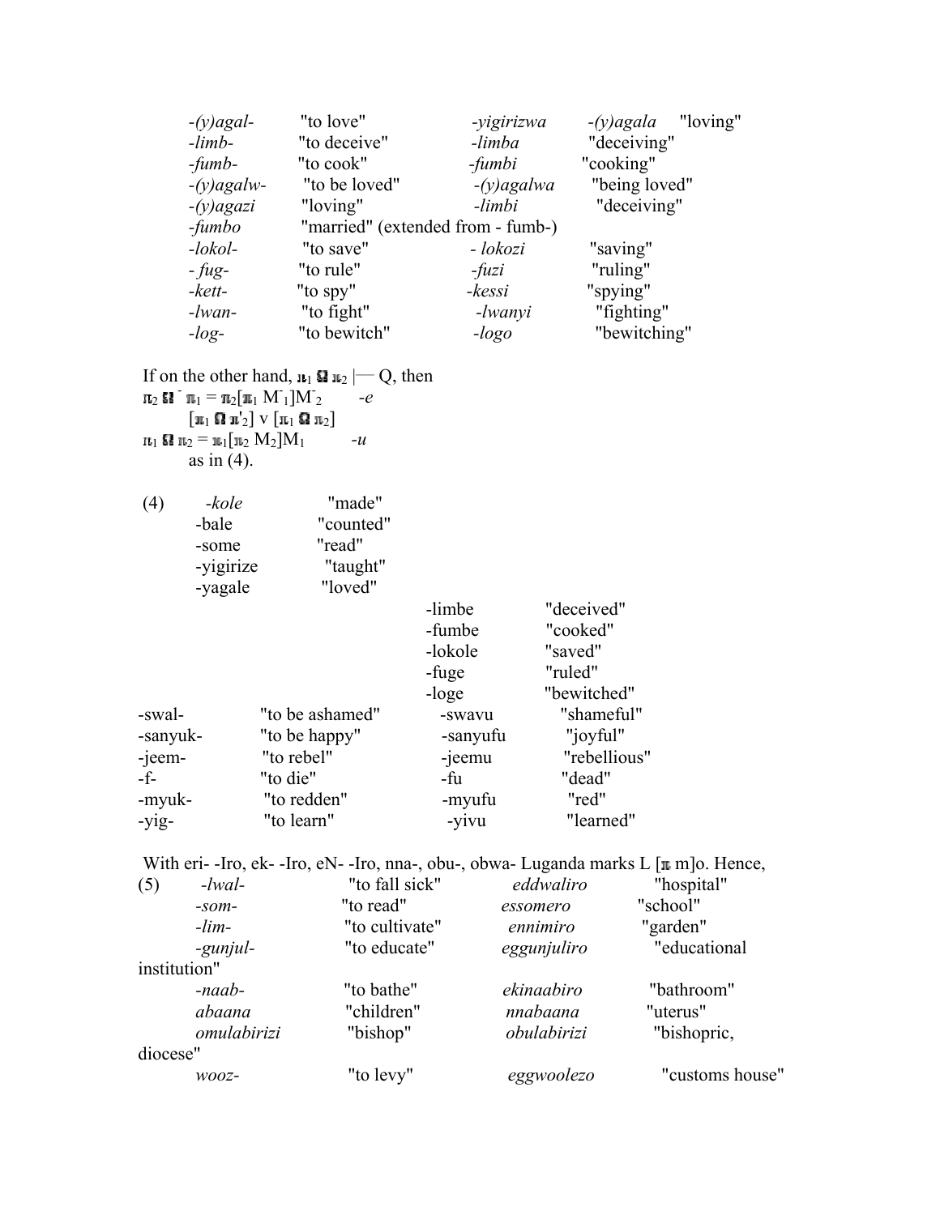| | | | |
|---|---|---|---|
| *-(y)agal-* | "to love" | *-yigirizwa* | *-(y)agala* "loving" |
| *-limb-* | "to deceive" | *-limba* | "deceiving" |
| *-fumb-* | "to cook" | *-fumbi* | "cooking" |
| *-(y)agalw-* | "to be loved" | *-(y)agalwa* | "being loved" |
| *-(y)agazi* | "loving" | *-limbi* | "deceiving" |
| *-fumbo* | "married" (extended from - fumb-) | | |
| *-lokol-* | "to save" | *- lokozi* | "saving" |
| *- fug-* | "to rule" | *-fuzi* | "ruling" |
| *-kett-* | "to spy" | *-kessi* | "spying" |
| *-lwan-* | "to fight" | *-lwanyi* | "fighting" |
| *-log-* | "to bewitch" | *-logo* | "bewitching" |

If on the other hand, $\pi_1 \, \Omega \, \pi_2 \vdash Q$, then

$\pi_2 \, \Omega^- \, \pi_1 = \pi_2[\pi_1 \, M^-_1]M^-_2$ *-e*

$[\pi_1 \, \Omega \, \pi'_2] \vee [\pi_1 \, \Omega \, \pi_2]$

$\pi_1 \, \Omega \, \pi_2 = \pi_1[\pi_2 \, M_2]M_1$ *-u*

as in (4).

(4)

| | | | |
|---|---|---|---|
| *-kole* | "made" | | |
| -bale | "counted" | | |
| -some | "read" | | |
| -yigirize | "taught" | | |
| -yagale | "loved" | | |
| | | -limbe | "deceived" |
| | | -fumbe | "cooked" |
| | | -lokole | "saved" |
| | | -fuge | "ruled" |
| | | -loge | "bewitched" |
| -swal- | "to be ashamed" | -swavu | "shameful" |
| -sanyuk- | "to be happy" | -sanyufu | "joyful" |
| -jeem- | "to rebel" | -jeemu | "rebellious" |
| -f- | "to die" | -fu | "dead" |
| -myuk- | "to redden" | -myufu | "red" |
| -yig- | "to learn" | -yivu | "learned" |

With eri- -Iro, ek- -Iro, eN- -Iro, nna-, obu-, obwa- Luganda marks L [$\pi$ m]o. Hence,

(5)

| | | | |
|---|---|---|---|
| *-lwal-* | "to fall sick" | *eddwaliro* | "hospital" |
| *-som-* | "to read" | *essomero* | "school" |
| *-lim-* | "to cultivate" | *ennimiro* | "garden" |
| *-gunjul-* | "to educate" | *eggunjuliro* | "educational institution" |
| *-naab-* | "to bathe" | *ekinaabiro* | "bathroom" |
| *abaana* | "children" | *nnabaana* | "uterus" |
| *omulabirizi* | "bishop" | *obulabirizi* | "bishopric, diocese" |
| *wooz-* | "to levy" | *eggwoolezo* | "customs house" |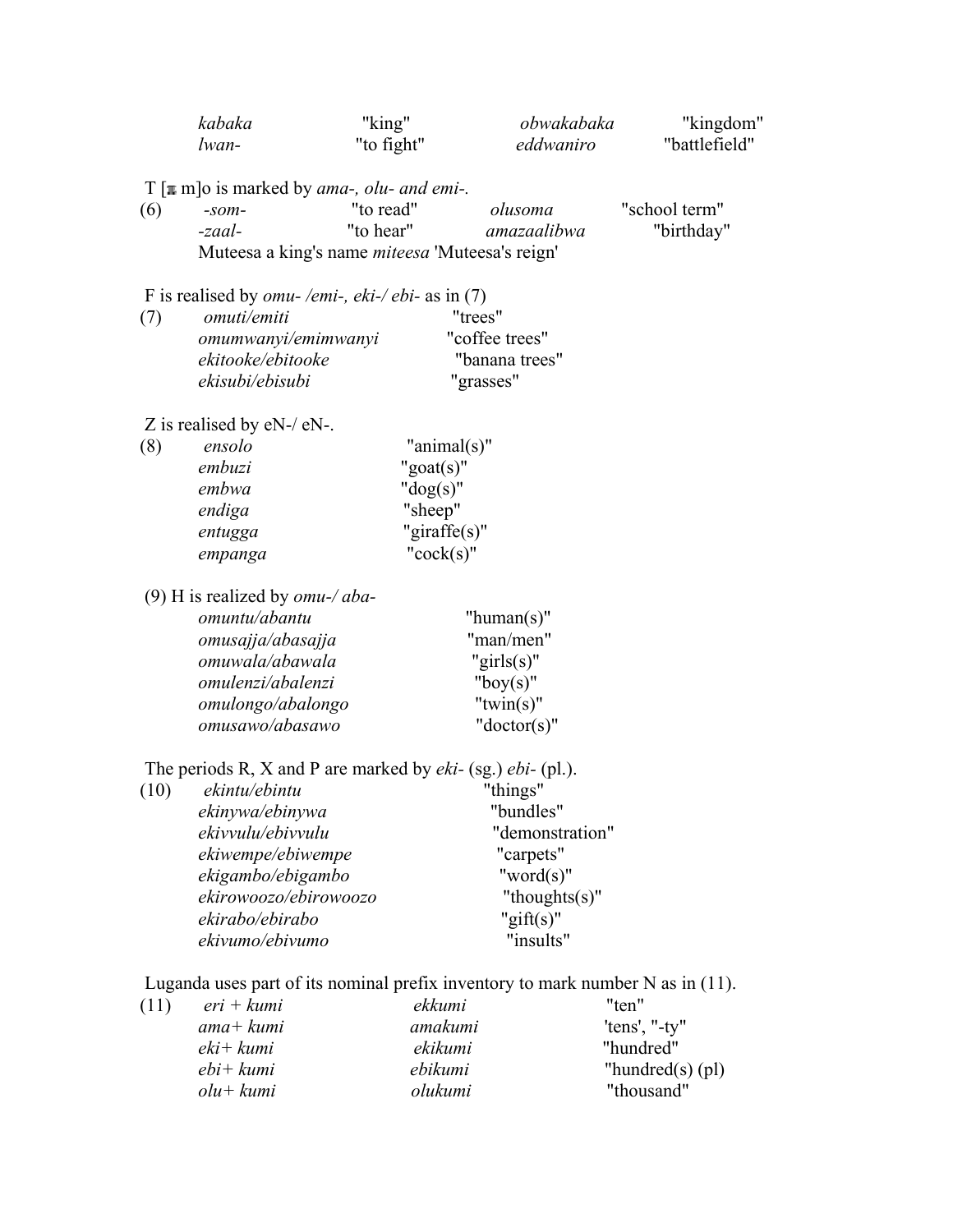| | | | |
|---|---|---|---|
| *kabaka* | "king" | *obwakabaka* | "kingdom" |
| *lwan-* | "to fight" | *eddwaniro* | "battlefield" |

T [▪ m]o is marked by *ama-, olu- and emi-.*

| | | | | |
|---|---|---|---|---|
| (6) | *-som-* | "to read" | *olusoma* | "school term" |
| | *-zaal-* | "to hear" | *amazaalibwa* | "birthday" |

Muteesa a king's name *miteesa* 'Muteesa's reign'

F is realised by *omu- /emi-, eki-/ ebi-* as in (7)

| | | |
|---|---|---|
| (7) | *omuti/emiti* | "trees" |
| | *omumwanyi/emimwanyi* | "coffee trees" |
| | *ekitooke/ebitooke* | "banana trees" |
| | *ekisubi/ebisubi* | "grasses" |

Z is realised by eN-/ eN-.

| | | |
|---|---|---|
| (8) | *ensolo* | "animal(s)" |
| | *embuzi* | "goat(s)" |
| | *embwa* | "dog(s)" |
| | *endiga* | "sheep" |
| | *entugga* | "giraffe(s)" |
| | *empanga* | "cock(s)" |

(9) H is realized by *omu-/ aba-*

| | |
|---|---|
| *omuntu/abantu* | "human(s)" |
| *omusajja/abasajja* | "man/men" |
| *omuwala/abawala* | "girls(s)" |
| *omulenzi/abalenzi* | "boy(s)" |
| *omulongo/abalongo* | "twin(s)" |
| *omusawo/abasawo* | "doctor(s)" |

The periods R, X and P are marked by *eki-* (sg.) *ebi-* (pl.).

| | | |
|---|---|---|
| (10) | *ekintu/ebintu* | "things" |
| | *ekinywa/ebinywa* | "bundles" |
| | *ekivvulu/ebivvulu* | "demonstration" |
| | *ekiwempe/ebiwempe* | "carpets" |
| | *ekigambo/ebigambo* | "word(s)" |
| | *ekirowoozo/ebirowoozo* | "thoughts(s)" |
| | *ekirabo/ebirabo* | "gift(s)" |
| | *ekivumo/ebivumo* | "insults" |

Luganda uses part of its nominal prefix inventory to mark number N as in (11).

| | | | |
|---|---|---|---|
| (11) | *eri + kumi* | *ekkumi* | "ten" |
| | *ama+ kumi* | *amakumi* | 'tens', "-ty" |
| | *eki+ kumi* | *ekikumi* | "hundred" |
| | *ebi+ kumi* | *ebikumi* | "hundred(s) (pl) |
| | *olu+ kumi* | *olukumi* | "thousand" |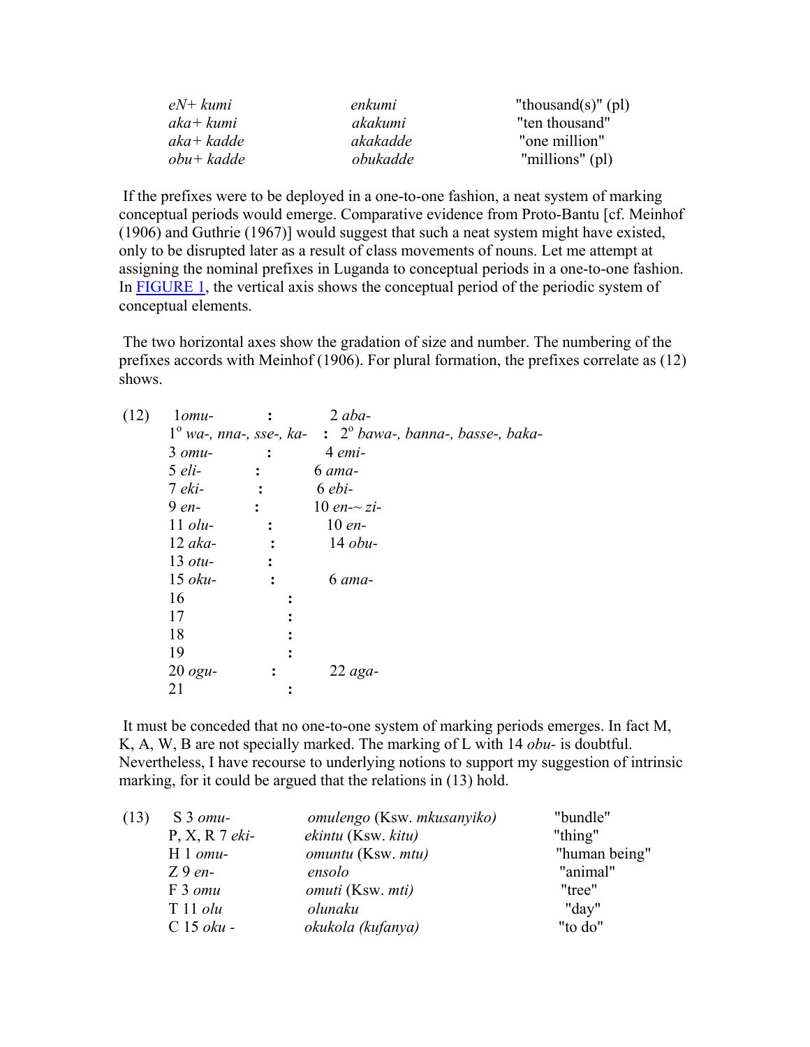| | | |
|---|---|---|
| *eN+ kumi* | *enkumi* | "thousand(s)" (pl) |
| *aka+ kumi* | *akakumi* | "ten thousand" |
| *aka+ kadde* | *akakadde* | "one million" |
| *obu+ kadde* | *obukadde* | "millions" (pl) |

If the prefixes were to be deployed in a one-to-one fashion, a neat system of marking conceptual periods would emerge. Comparative evidence from Proto-Bantu [cf. Meinhof (1906) and Guthrie (1967)] would suggest that such a neat system might have existed, only to be disrupted later as a result of class movements of nouns. Let me attempt at assigning the nominal prefixes in Luganda to conceptual periods in a one-to-one fashion. In FIGURE 1, the vertical axis shows the conceptual period of the periodic system of conceptual elements.

The two horizontal axes show the gradation of size and number. The numbering of the prefixes accords with Meinhof (1906). For plural formation, the prefixes correlate as (12) shows.

(12)

| | | |
|---|---|---|
| 1 *omu-* | : | 2 *aba-* |
| 1º *wa-, nna-, sse-, ka-* | : | 2º *bawa-, banna-, basse-, baka-* |
| 3 *omu-* | : | 4 *emi-* |
| 5 *eli-* | : | 6 *ama-* |
| 7 *eki-* | : | 6 *ebi-* |
| 9 *en-* | : | 10 *en-~ zi-* |
| 11 *olu-* | : | 10 *en-* |
| 12 *aka-* | : | 14 *obu-* |
| 13 *otu-* | : | |
| 15 *oku-* | : | 6 *ama-* |
| 16 | : | |
| 17 | : | |
| 18 | : | |
| 19 | : | |
| 20 *ogu-* | : | 22 *aga-* |
| 21 | : | |

It must be conceded that no one-to-one system of marking periods emerges. In fact M, K, A, W, B are not specially marked. The marking of L with 14 *obu-* is doubtful. Nevertheless, I have recourse to underlying notions to support my suggestion of intrinsic marking, for it could be argued that the relations in (13) hold.

(13)

| | | |
|---|---|---|
| S 3 *omu-* | *omulengo* (Ksw. *mkusanyiko)* | "bundle" |
| P, X, R 7 *eki-* | *ekintu* (Ksw. *kitu)* | "thing" |
| H 1 *omu-* | *omuntu* (Ksw. *mtu)* | "human being" |
| Z 9 *en-* | *ensolo* | "animal" |
| F 3 *omu* | *omuti* (Ksw. *mti)* | "tree" |
| T 11 *olu* | *olunaku* | "day" |
| C 15 *oku -* | *okukola (kufanya)* | "to do" |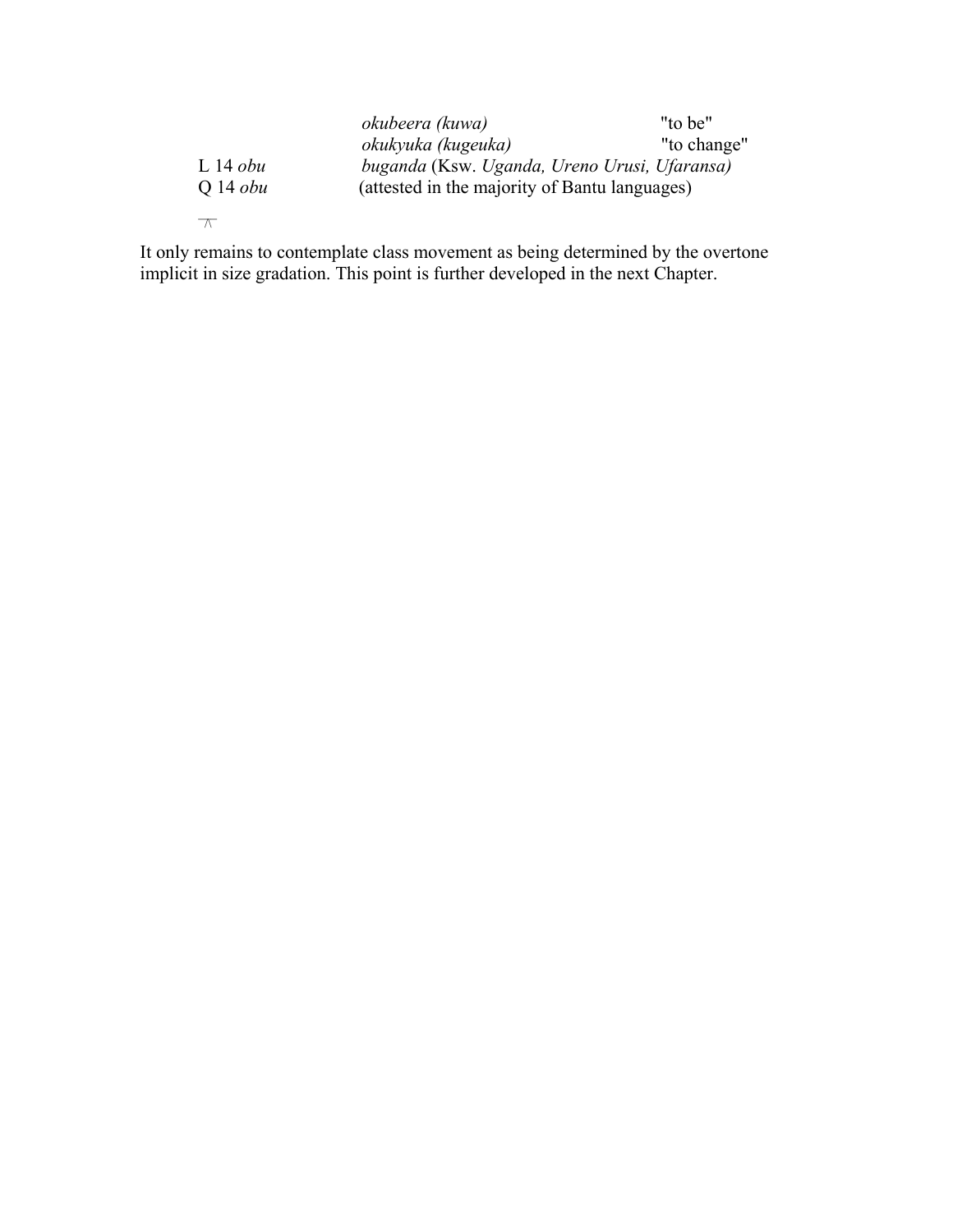| | | |
|---|---|---|
| | *okubeera (kuwa)* | "to be" |
| | *okukyuka (kugeuka)* | "to change" |
| L 14 *obu* | *buganda* (Ksw. *Uganda, Ureno Urusi, Ufaransa)* | |
| Q 14 *obu* | (attested in the majority of Bantu languages) | |

It only remains to contemplate class movement as being determined by the overtone implicit in size gradation. This point is further developed in the next Chapter.